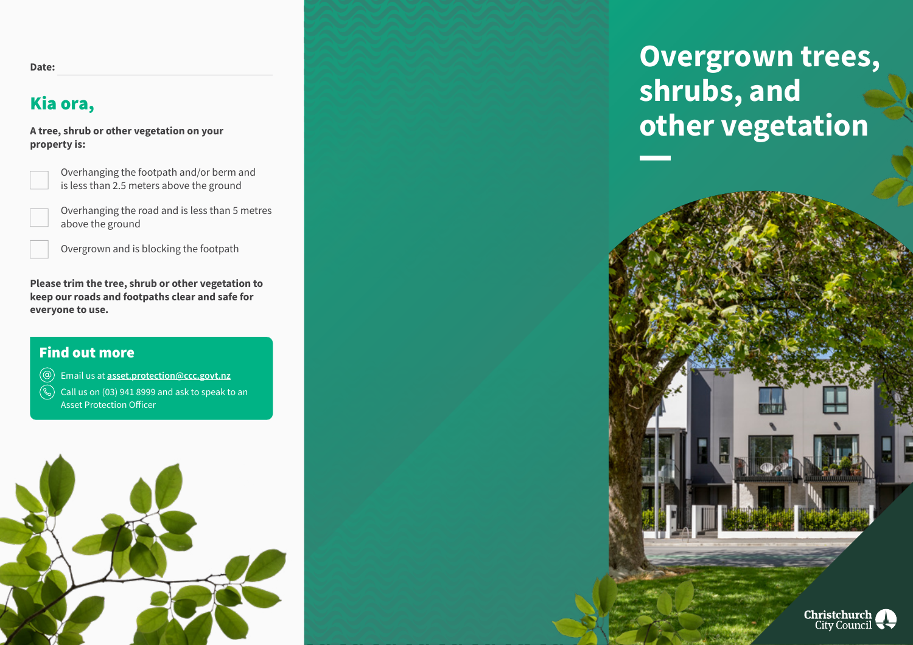Date: ______________________________

## Kia ora,

**A tree, shrub or other vegetation on your property is:**

- ☐ Overhanging the footpath and/or berm and is less than 2.5 meters above the ground
- ☐ Overhanging the road and is less than 5 metres above the ground
- ☐ Overgrown and is blocking the footpath

**Please trim the tree, shrub or other vegetation to keep our roads and footpaths clear and safe for everyone to use.**

### Find out more

- Email us at asset.protection@ccc.govt.nz
- Call us on (03) 941 8999 and ask to speak to an Asset Protection Officer

# Overgrown trees, shrubs, and other vegetation

Christchurch City Council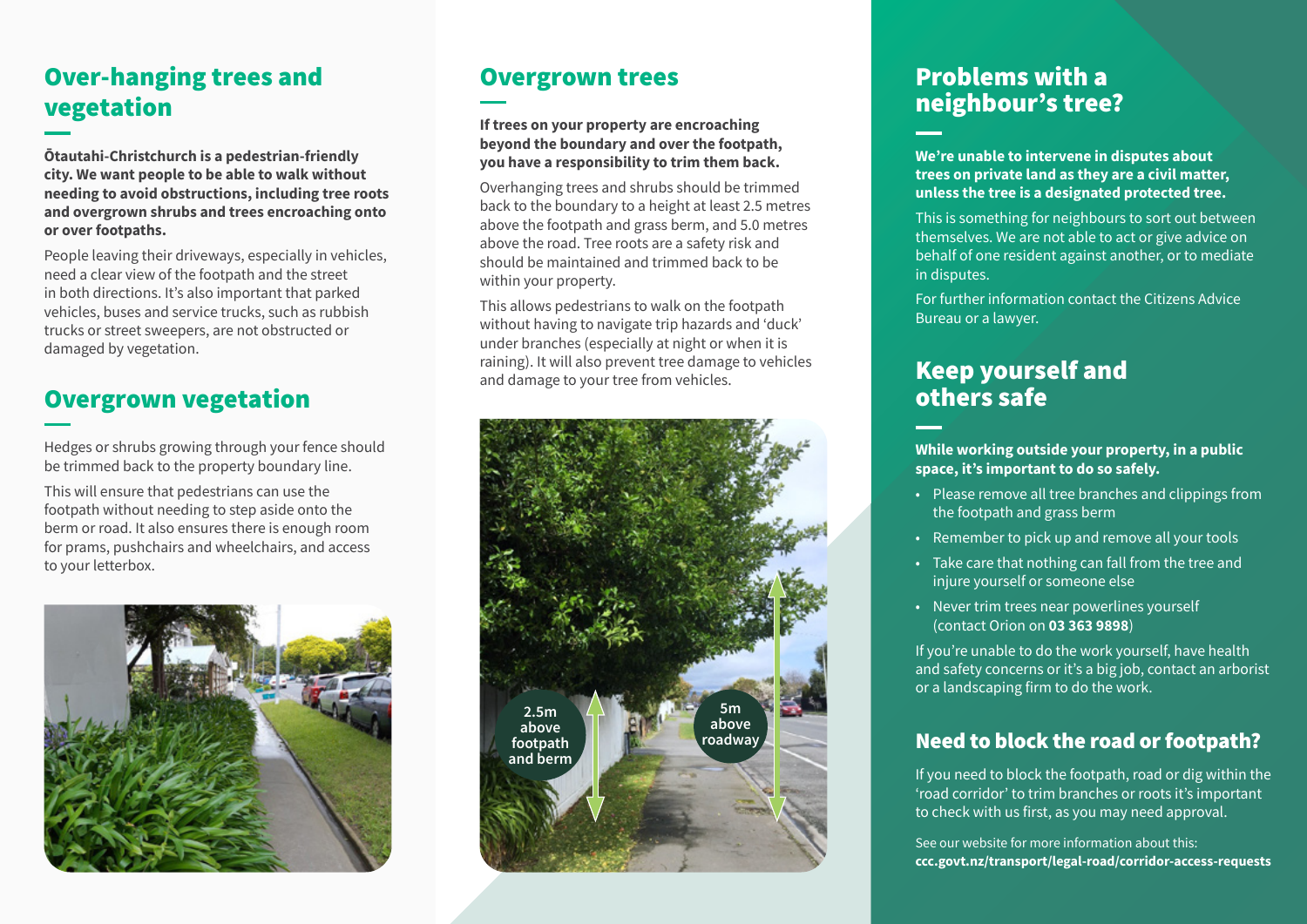## Over-hanging trees and vegetation

**Ōtautahi-Christchurch is a pedestrian-friendly city. We want people to be able to walk without needing to avoid obstructions, including tree roots and overgrown shrubs and trees encroaching onto or over footpaths.**

People leaving their driveways, especially in vehicles, need a clear view of the footpath and the street in both directions. It's also important that parked vehicles, buses and service trucks, such as rubbish trucks or street sweepers, are not obstructed or damaged by vegetation.

## Overgrown vegetation

Hedges or shrubs growing through your fence should be trimmed back to the property boundary line.

This will ensure that pedestrians can use the footpath without needing to step aside onto the berm or road. It also ensures there is enough room for prams, pushchairs and wheelchairs, and access to your letterbox.

## Overgrown trees

**If trees on your property are encroaching beyond the boundary and over the footpath, you have a responsibility to trim them back.**

Overhanging trees and shrubs should be trimmed back to the boundary to a height at least 2.5 metres above the footpath and grass berm, and 5.0 metres above the road. Tree roots are a safety risk and should be maintained and trimmed back to be within your property.

This allows pedestrians to walk on the footpath without having to navigate trip hazards and 'duck' under branches (especially at night or when it is raining). It will also prevent tree damage to vehicles and damage to your tree from vehicles.

2.5m above footpath and berm

5m above roadway

## Problems with a neighbour's tree?

**We're unable to intervene in disputes about trees on private land as they are a civil matter, unless the tree is a designated protected tree.**

This is something for neighbours to sort out between themselves. We are not able to act or give advice on behalf of one resident against another, or to mediate in disputes.

For further information contact the Citizens Advice Bureau or a lawyer.

## Keep yourself and others safe

**While working outside your property, in a public space, it's important to do so safely.**

- Please remove all tree branches and clippings from the footpath and grass berm
- Remember to pick up and remove all your tools
- Take care that nothing can fall from the tree and injure yourself or someone else
- Never trim trees near powerlines yourself (contact Orion on **03 363 9898**)

If you're unable to do the work yourself, have health and safety concerns or it's a big job, contact an arborist or a landscaping firm to do the work.

## Need to block the road or footpath?

If you need to block the footpath, road or dig within the 'road corridor' to trim branches or roots it's important to check with us first, as you may need approval.

See our website for more information about this:
**ccc.govt.nz/transport/legal-road/corridor-access-requests**